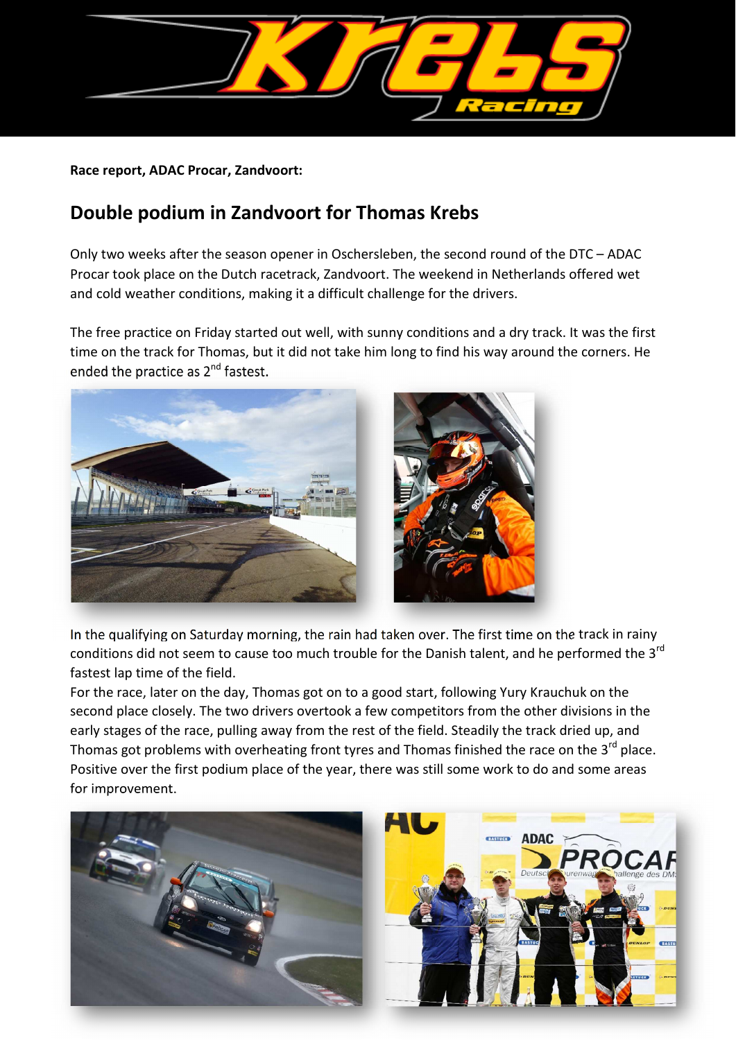**Race report, ADAC Procar, Zandvoort:**

## Double podium in Zandvoort for Thomas Krebs

Only two weeks after the season opener in Oschersleben, the second round of the DTC – ADAC Procar took place on the Dutch racetrack, Zandvoort. The weekend in Netherlands offered wet and cold weather conditions, making it a difficult challenge for the drivers.

The free practice on Friday started out well, with sunny conditions and a dry track. It was the first time on the track for Thomas, but it did not take him long to find his way around the corners. He ended the practice as 2nd fastest.

In the qualifying on Saturday morning, the rain had taken over. The first time on the track in rainy conditions did not seem to cause too much trouble for the Danish talent, and he performed the 3rd fastest lap time of the field.

For the race, later on the day, Thomas got on to a good start, following Yury Krauchuk on the second place closely. The two drivers overtook a few competitors from the other divisions in the early stages of the race, pulling away from the rest of the field. Steadily the track dried up, and Thomas got problems with overheating front tyres and Thomas finished the race on the 3rd place. Positive over the first podium place of the year, there was still some work to do and some areas for improvement.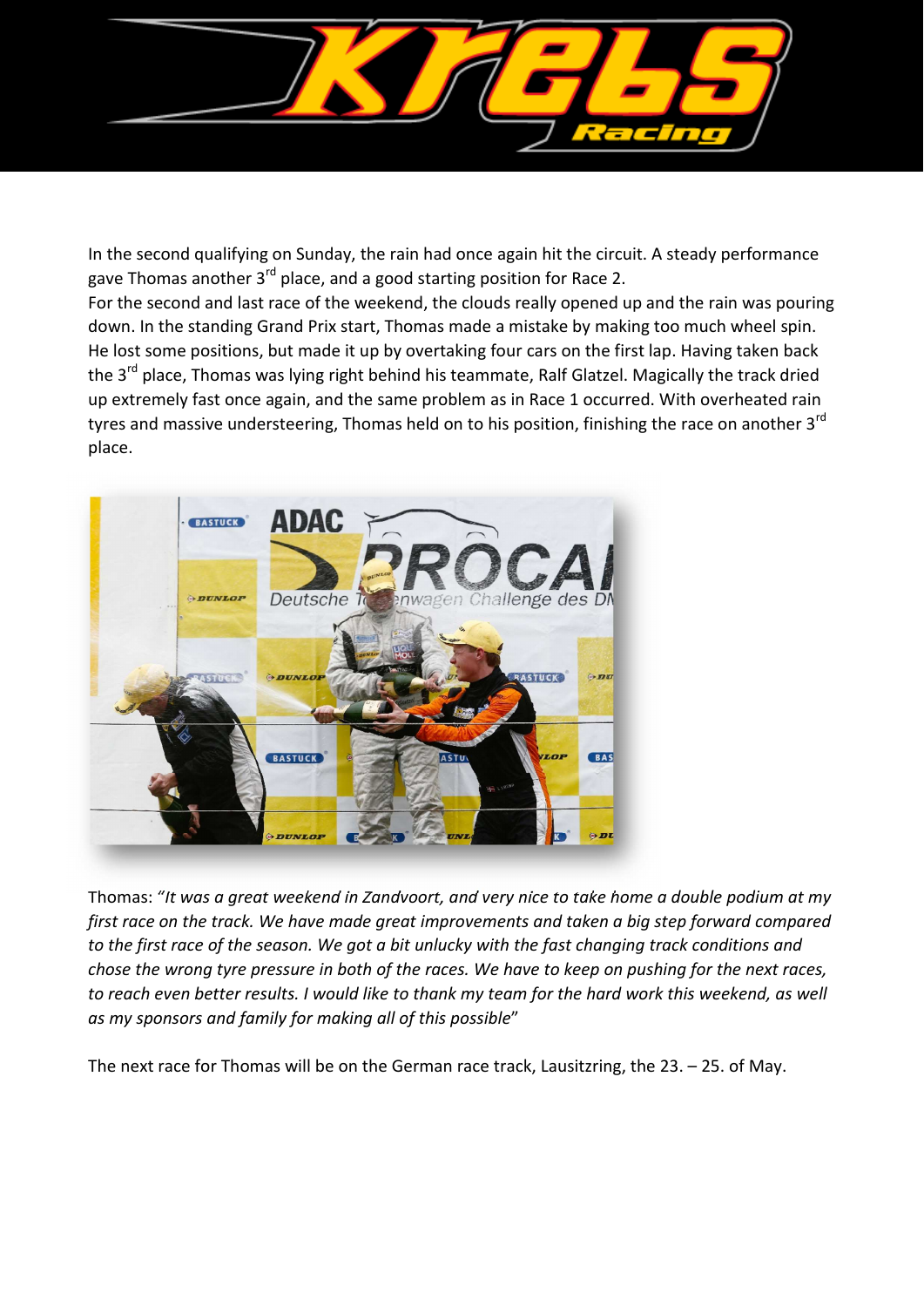In the second qualifying on Sunday, the rain had once again hit the circuit. A steady performance gave Thomas another 3rd place, and a good starting position for Race 2.
For the second and last race of the weekend, the clouds really opened up and the rain was pouring down. In the standing Grand Prix start, Thomas made a mistake by making too much wheel spin. He lost some positions, but made it up by overtaking four cars on the first lap. Having taken back the 3rd place, Thomas was lying right behind his teammate, Ralf Glatzel. Magically the track dried up extremely fast once again, and the same problem as in Race 1 occurred. With overheated rain tyres and massive understeering, Thomas held on to his position, finishing the race on another 3rd place.

Thomas: *"It was a great weekend in Zandvoort, and very nice to take home a double podium at my first race on the track. We have made great improvements and taken a big step forward compared to the first race of the season. We got a bit unlucky with the fast changing track conditions and chose the wrong tyre pressure in both of the races. We have to keep on pushing for the next races, to reach even better results. I would like to thank my team for the hard work this weekend, as well as my sponsors and family for making all of this possible*"

The next race for Thomas will be on the German race track, Lausitzring, the 23. – 25. of May.